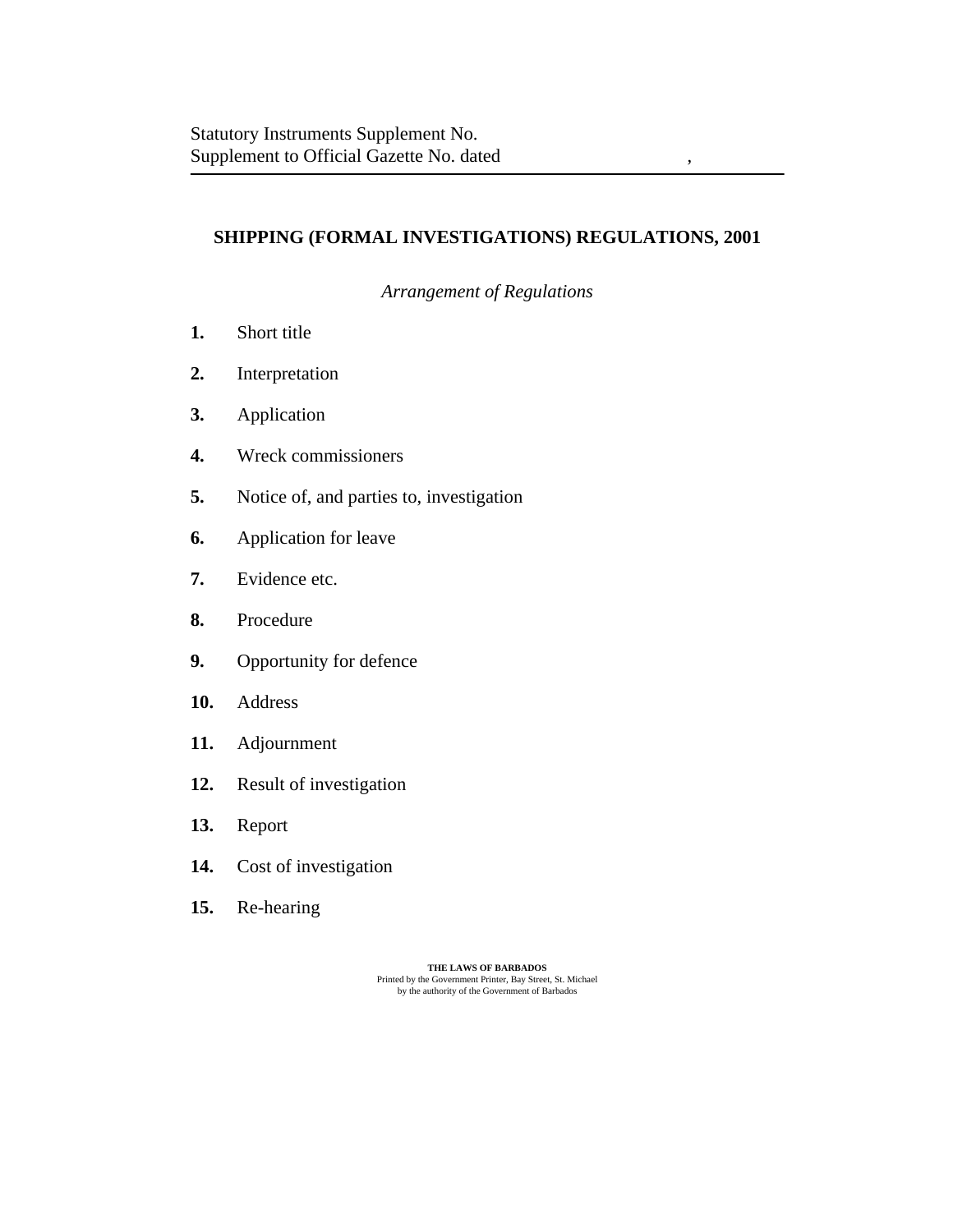Statutory Instruments Supplement No.
Supplement to Official Gazette No. dated ,

# SHIPPING (FORMAL INVESTIGATIONS) REGULATIONS, 2001

*Arrangement of Regulations*

**1.** Short title

**2.** Interpretation

**3.** Application

**4.** Wreck commissioners

**5.** Notice of, and parties to, investigation

**6.** Application for leave

**7.** Evidence etc.

**8.** Procedure

**9.** Opportunity for defence

**10.** Address

**11.** Adjournment

**12.** Result of investigation

**13.** Report

**14.** Cost of investigation

**15.** Re-hearing

**THE LAWS OF BARBADOS**
Printed by the Government Printer, Bay Street, St. Michael
by the authority of the Government of Barbados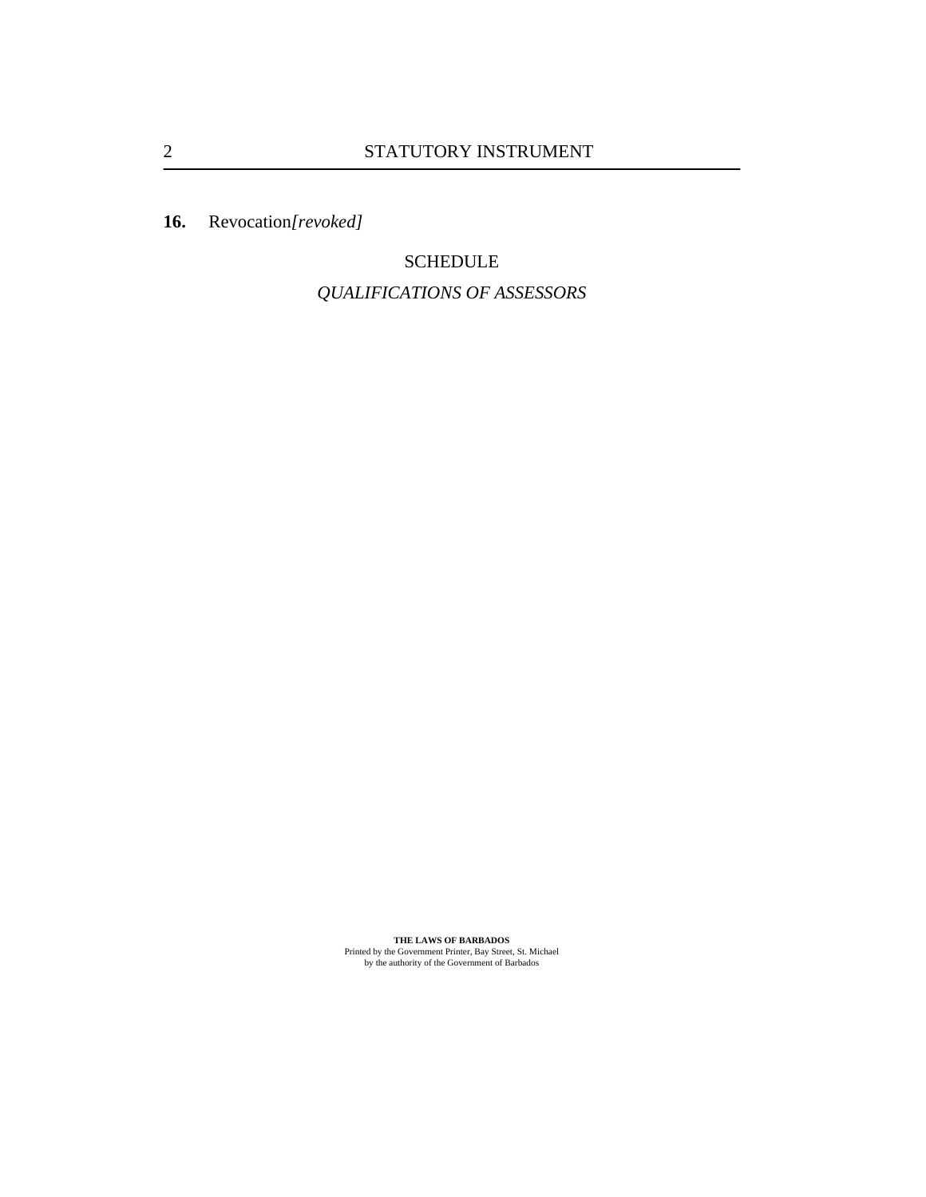**16.** Revocation*[revoked]*

SCHEDULE

*QUALIFICATIONS OF ASSESSORS*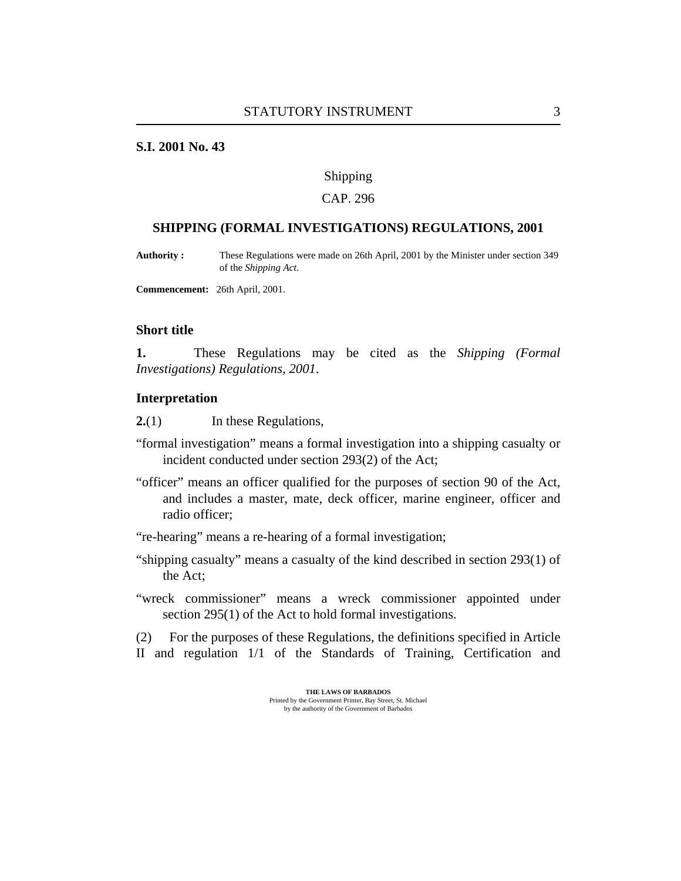**S.I. 2001 No. 43**

Shipping

CAP. 296

## SHIPPING (FORMAL INVESTIGATIONS) REGULATIONS, 2001

**Authority :** These Regulations were made on 26th April, 2001 by the Minister under section 349 of the *Shipping Act*.

**Commencement:** 26th April, 2001.

### Short title

**1.** These Regulations may be cited as the *Shipping (Formal Investigations) Regulations, 2001*.

### Interpretation

**2.**(1) In these Regulations,

"formal investigation" means a formal investigation into a shipping casualty or incident conducted under section 293(2) of the Act;

"officer" means an officer qualified for the purposes of section 90 of the Act, and includes a master, mate, deck officer, marine engineer, officer and radio officer;

"re-hearing" means a re-hearing of a formal investigation;

"shipping casualty" means a casualty of the kind described in section 293(1) of the Act;

"wreck commissioner" means a wreck commissioner appointed under section 295(1) of the Act to hold formal investigations.

(2) For the purposes of these Regulations, the definitions specified in Article II and regulation 1/1 of the Standards of Training, Certification and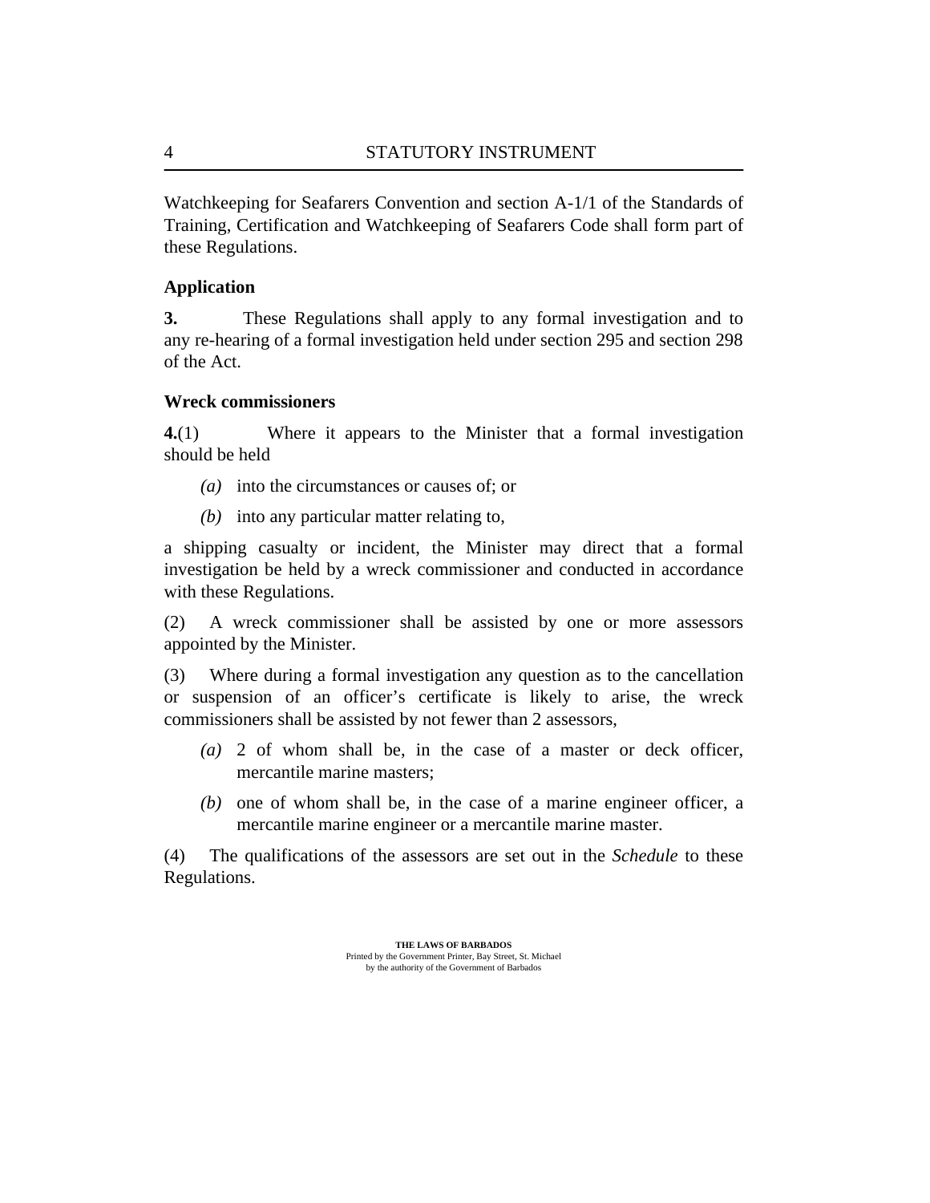Watchkeeping for Seafarers Convention and section A-1/1 of the Standards of Training, Certification and Watchkeeping of Seafarers Code shall form part of these Regulations.

**Application**

**3.** These Regulations shall apply to any formal investigation and to any re-hearing of a formal investigation held under section 295 and section 298 of the Act.

**Wreck commissioners**

**4.**(1) Where it appears to the Minister that a formal investigation should be held

*(a)* into the circumstances or causes of; or

*(b)* into any particular matter relating to,

a shipping casualty or incident, the Minister may direct that a formal investigation be held by a wreck commissioner and conducted in accordance with these Regulations.

(2) A wreck commissioner shall be assisted by one or more assessors appointed by the Minister.

(3) Where during a formal investigation any question as to the cancellation or suspension of an officer's certificate is likely to arise, the wreck commissioners shall be assisted by not fewer than 2 assessors,

*(a)* 2 of whom shall be, in the case of a master or deck officer, mercantile marine masters;

*(b)* one of whom shall be, in the case of a marine engineer officer, a mercantile marine engineer or a mercantile marine master.

(4) The qualifications of the assessors are set out in the *Schedule* to these Regulations.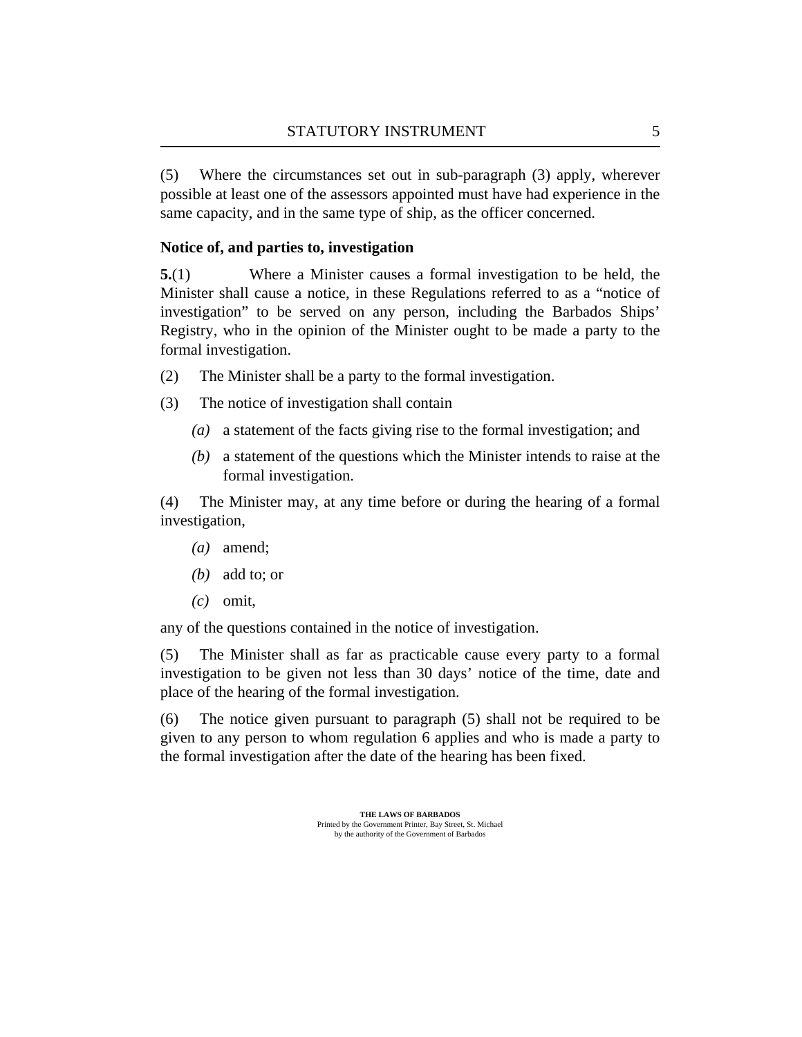(5) Where the circumstances set out in sub-paragraph (3) apply, wherever possible at least one of the assessors appointed must have had experience in the same capacity, and in the same type of ship, as the officer concerned.

**Notice of, and parties to, investigation**

**5.**(1) Where a Minister causes a formal investigation to be held, the Minister shall cause a notice, in these Regulations referred to as a "notice of investigation" to be served on any person, including the Barbados Ships' Registry, who in the opinion of the Minister ought to be made a party to the formal investigation.

(2) The Minister shall be a party to the formal investigation.

(3) The notice of investigation shall contain

*(a)* a statement of the facts giving rise to the formal investigation; and

*(b)* a statement of the questions which the Minister intends to raise at the formal investigation.

(4) The Minister may, at any time before or during the hearing of a formal investigation,

*(a)* amend;

*(b)* add to; or

*(c)* omit,

any of the questions contained in the notice of investigation.

(5) The Minister shall as far as practicable cause every party to a formal investigation to be given not less than 30 days' notice of the time, date and place of the hearing of the formal investigation.

(6) The notice given pursuant to paragraph (5) shall not be required to be given to any person to whom regulation 6 applies and who is made a party to the formal investigation after the date of the hearing has been fixed.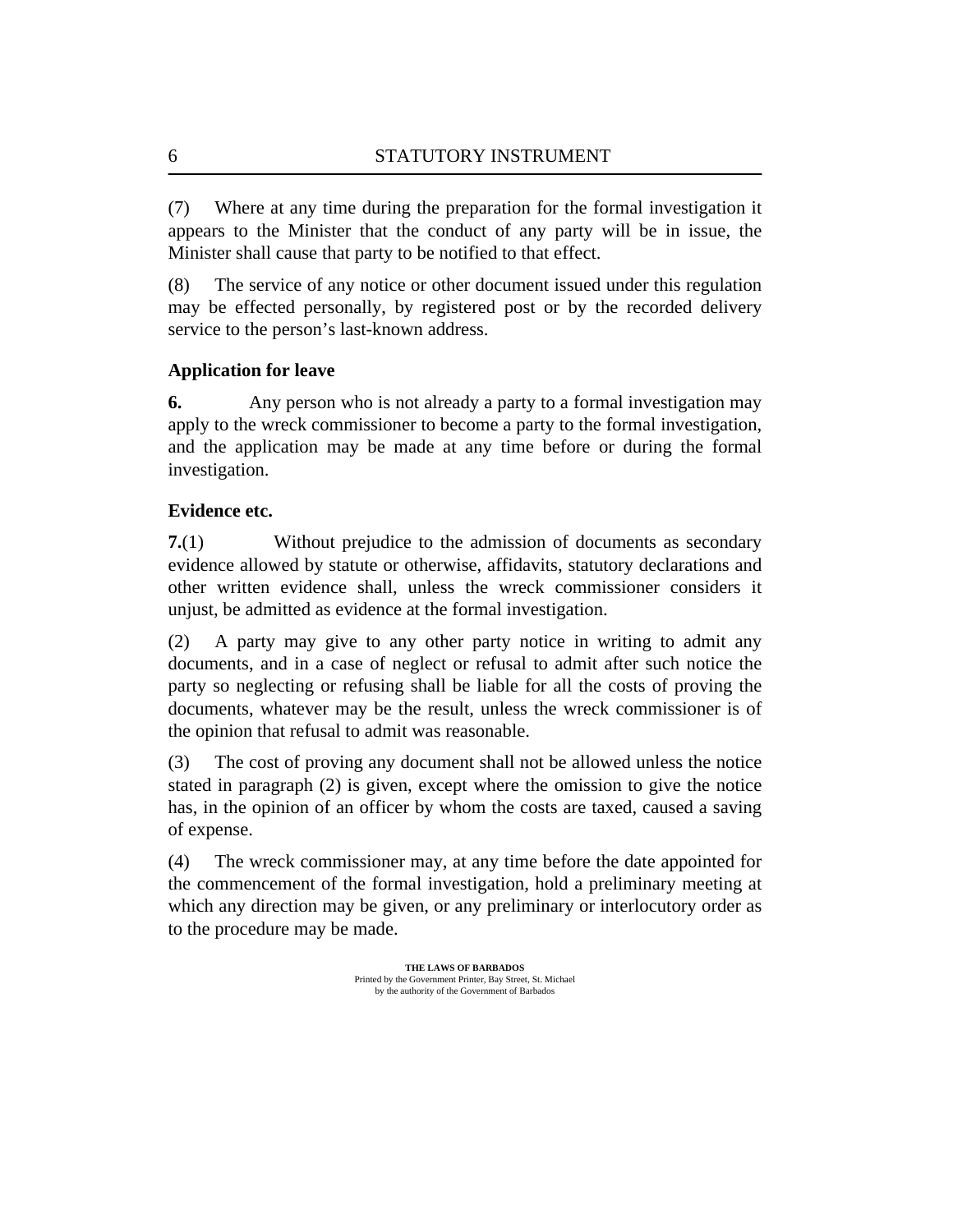(7) Where at any time during the preparation for the formal investigation it appears to the Minister that the conduct of any party will be in issue, the Minister shall cause that party to be notified to that effect.

(8) The service of any notice or other document issued under this regulation may be effected personally, by registered post or by the recorded delivery service to the person's last-known address.

**Application for leave**

**6.** Any person who is not already a party to a formal investigation may apply to the wreck commissioner to become a party to the formal investigation, and the application may be made at any time before or during the formal investigation.

**Evidence etc.**

**7.**(1) Without prejudice to the admission of documents as secondary evidence allowed by statute or otherwise, affidavits, statutory declarations and other written evidence shall, unless the wreck commissioner considers it unjust, be admitted as evidence at the formal investigation.

(2) A party may give to any other party notice in writing to admit any documents, and in a case of neglect or refusal to admit after such notice the party so neglecting or refusing shall be liable for all the costs of proving the documents, whatever may be the result, unless the wreck commissioner is of the opinion that refusal to admit was reasonable.

(3) The cost of proving any document shall not be allowed unless the notice stated in paragraph (2) is given, except where the omission to give the notice has, in the opinion of an officer by whom the costs are taxed, caused a saving of expense.

(4) The wreck commissioner may, at any time before the date appointed for the commencement of the formal investigation, hold a preliminary meeting at which any direction may be given, or any preliminary or interlocutory order as to the procedure may be made.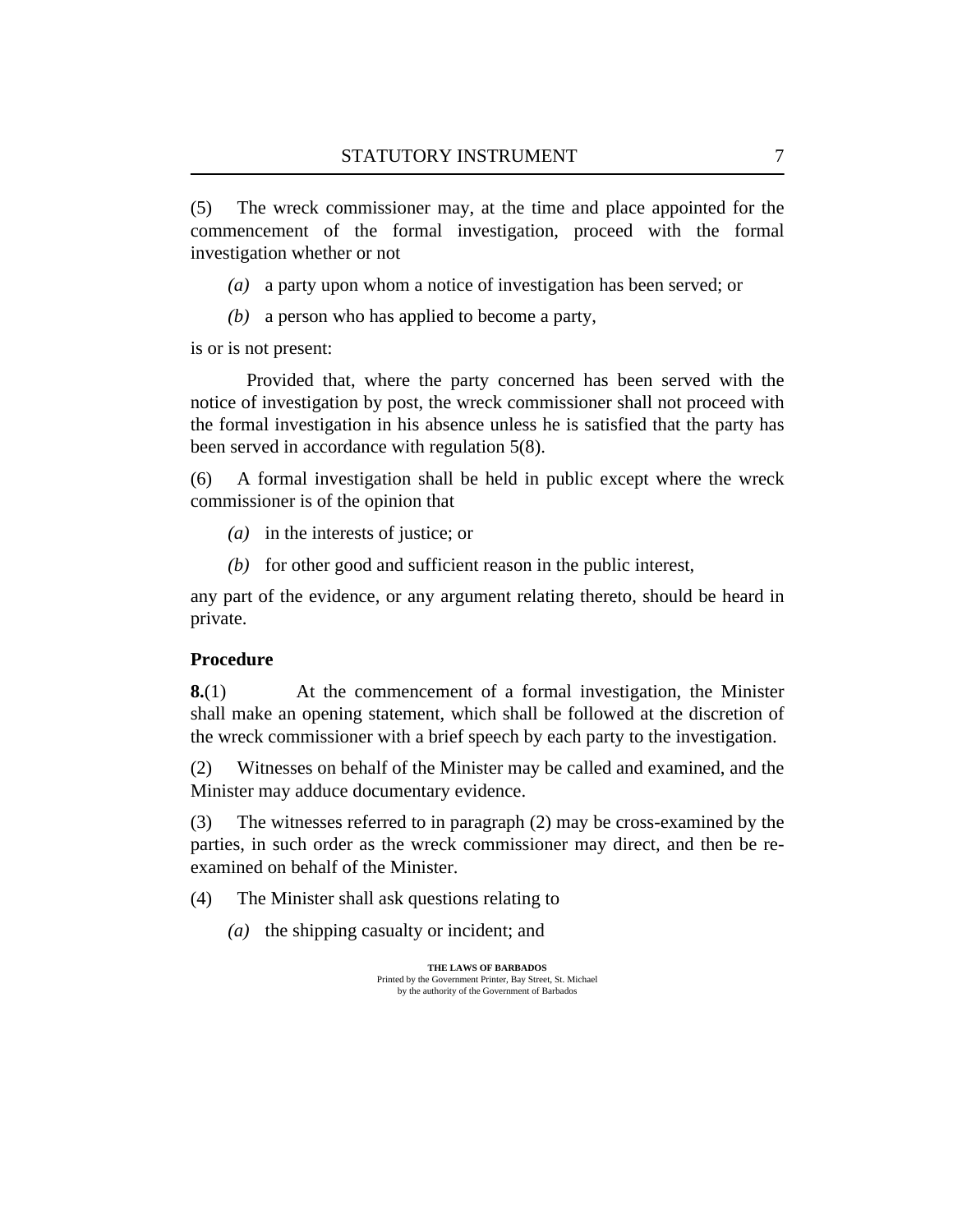(5) The wreck commissioner may, at the time and place appointed for the commencement of the formal investigation, proceed with the formal investigation whether or not

*(a)* a party upon whom a notice of investigation has been served; or

*(b)* a person who has applied to become a party,

is or is not present:

Provided that, where the party concerned has been served with the notice of investigation by post, the wreck commissioner shall not proceed with the formal investigation in his absence unless he is satisfied that the party has been served in accordance with regulation 5(8).

(6) A formal investigation shall be held in public except where the wreck commissioner is of the opinion that

*(a)* in the interests of justice; or

*(b)* for other good and sufficient reason in the public interest,

any part of the evidence, or any argument relating thereto, should be heard in private.

**Procedure**

**8.**(1) At the commencement of a formal investigation, the Minister shall make an opening statement, which shall be followed at the discretion of the wreck commissioner with a brief speech by each party to the investigation.

(2) Witnesses on behalf of the Minister may be called and examined, and the Minister may adduce documentary evidence.

(3) The witnesses referred to in paragraph (2) may be cross-examined by the parties, in such order as the wreck commissioner may direct, and then be re-examined on behalf of the Minister.

(4) The Minister shall ask questions relating to

*(a)* the shipping casualty or incident; and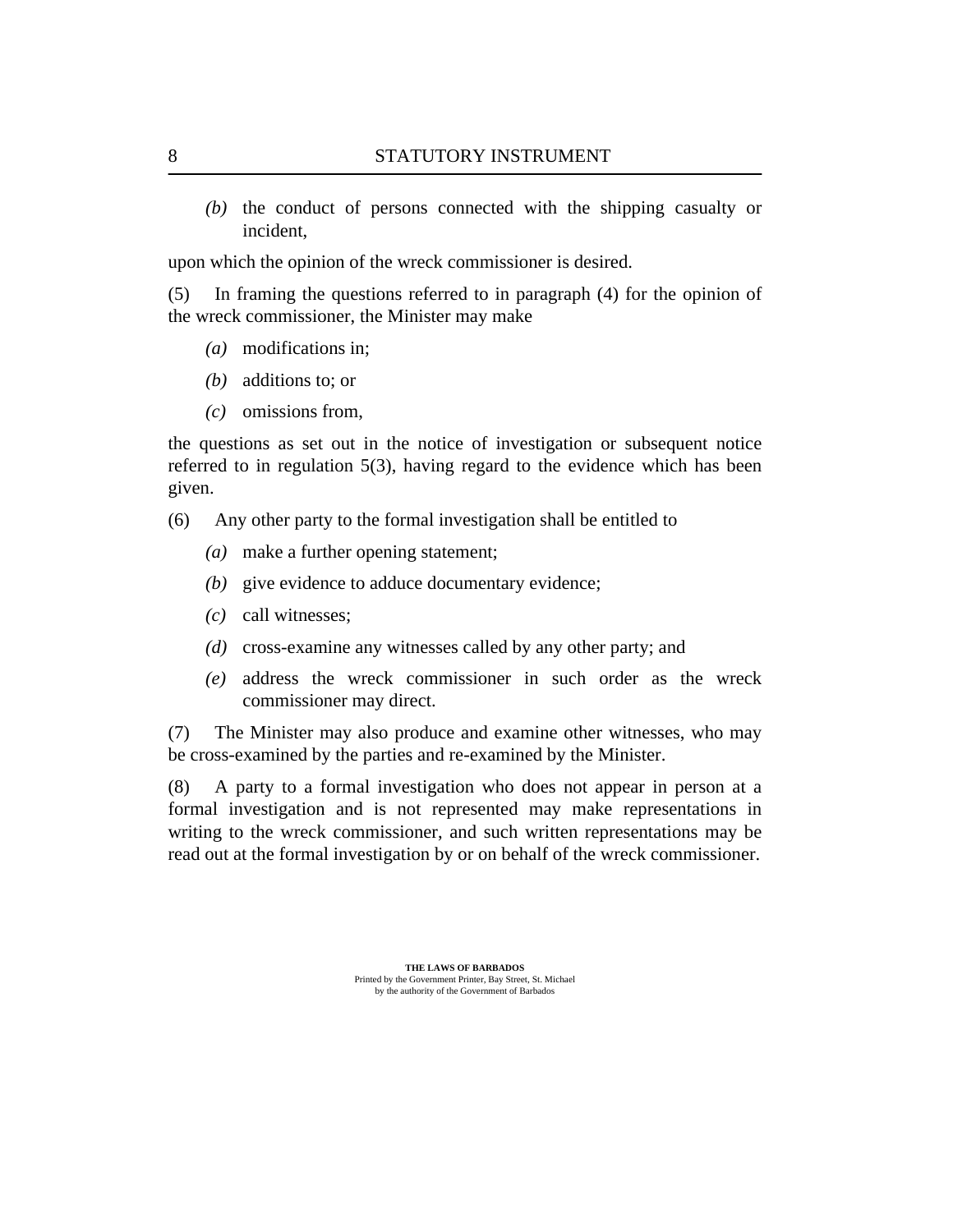*(b)* the conduct of persons connected with the shipping casualty or incident,

upon which the opinion of the wreck commissioner is desired.

(5) In framing the questions referred to in paragraph (4) for the opinion of the wreck commissioner, the Minister may make

*(a)* modifications in;

*(b)* additions to; or

*(c)* omissions from,

the questions as set out in the notice of investigation or subsequent notice referred to in regulation 5(3), having regard to the evidence which has been given.

(6) Any other party to the formal investigation shall be entitled to

*(a)* make a further opening statement;

*(b)* give evidence to adduce documentary evidence;

*(c)* call witnesses;

*(d)* cross-examine any witnesses called by any other party; and

*(e)* address the wreck commissioner in such order as the wreck commissioner may direct.

(7) The Minister may also produce and examine other witnesses, who may be cross-examined by the parties and re-examined by the Minister.

(8) A party to a formal investigation who does not appear in person at a formal investigation and is not represented may make representations in writing to the wreck commissioner, and such written representations may be read out at the formal investigation by or on behalf of the wreck commissioner.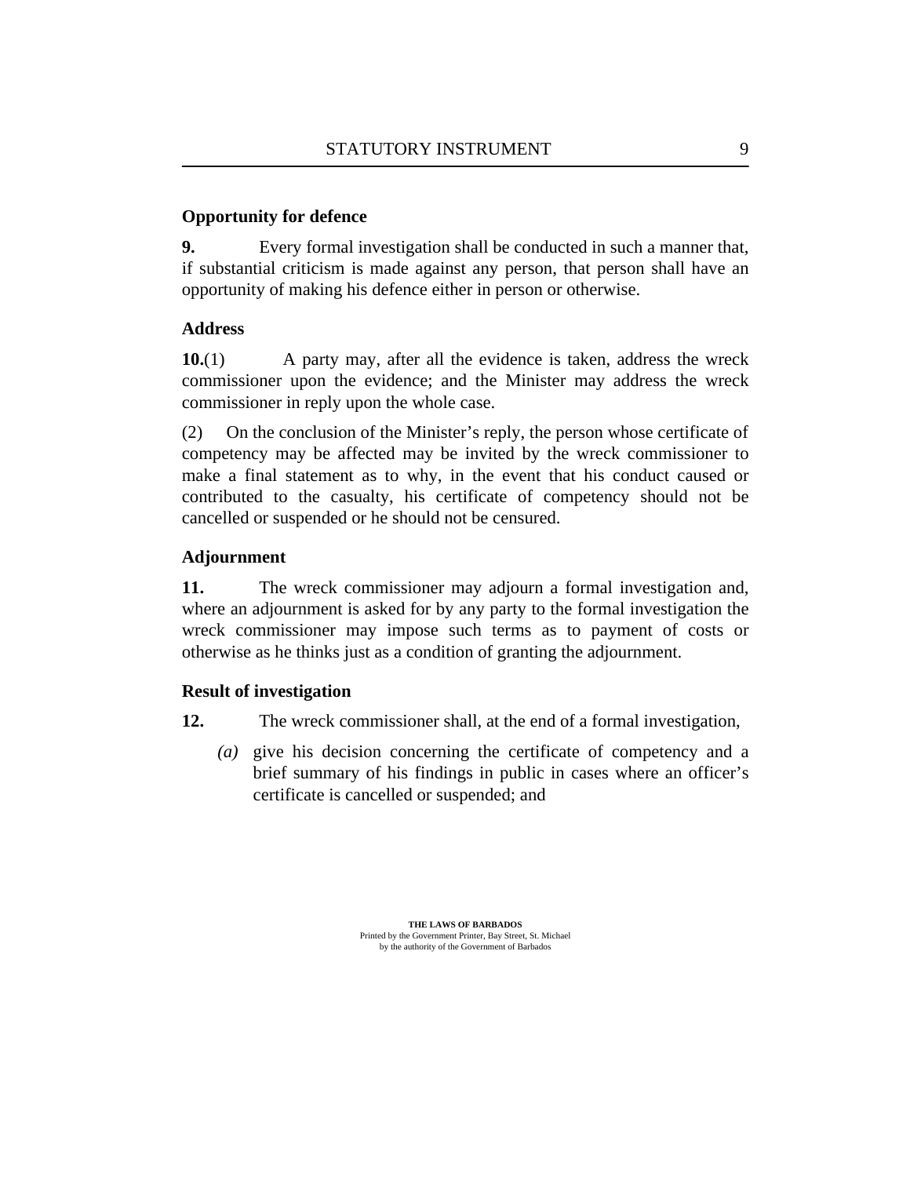**Opportunity for defence**

**9.** Every formal investigation shall be conducted in such a manner that, if substantial criticism is made against any person, that person shall have an opportunity of making his defence either in person or otherwise.

**Address**

**10.**(1) A party may, after all the evidence is taken, address the wreck commissioner upon the evidence; and the Minister may address the wreck commissioner in reply upon the whole case.

(2) On the conclusion of the Minister's reply, the person whose certificate of competency may be affected may be invited by the wreck commissioner to make a final statement as to why, in the event that his conduct caused or contributed to the casualty, his certificate of competency should not be cancelled or suspended or he should not be censured.

**Adjournment**

**11.** The wreck commissioner may adjourn a formal investigation and, where an adjournment is asked for by any party to the formal investigation the wreck commissioner may impose such terms as to payment of costs or otherwise as he thinks just as a condition of granting the adjournment.

**Result of investigation**

**12.** The wreck commissioner shall, at the end of a formal investigation,

*(a)* give his decision concerning the certificate of competency and a brief summary of his findings in public in cases where an officer's certificate is cancelled or suspended; and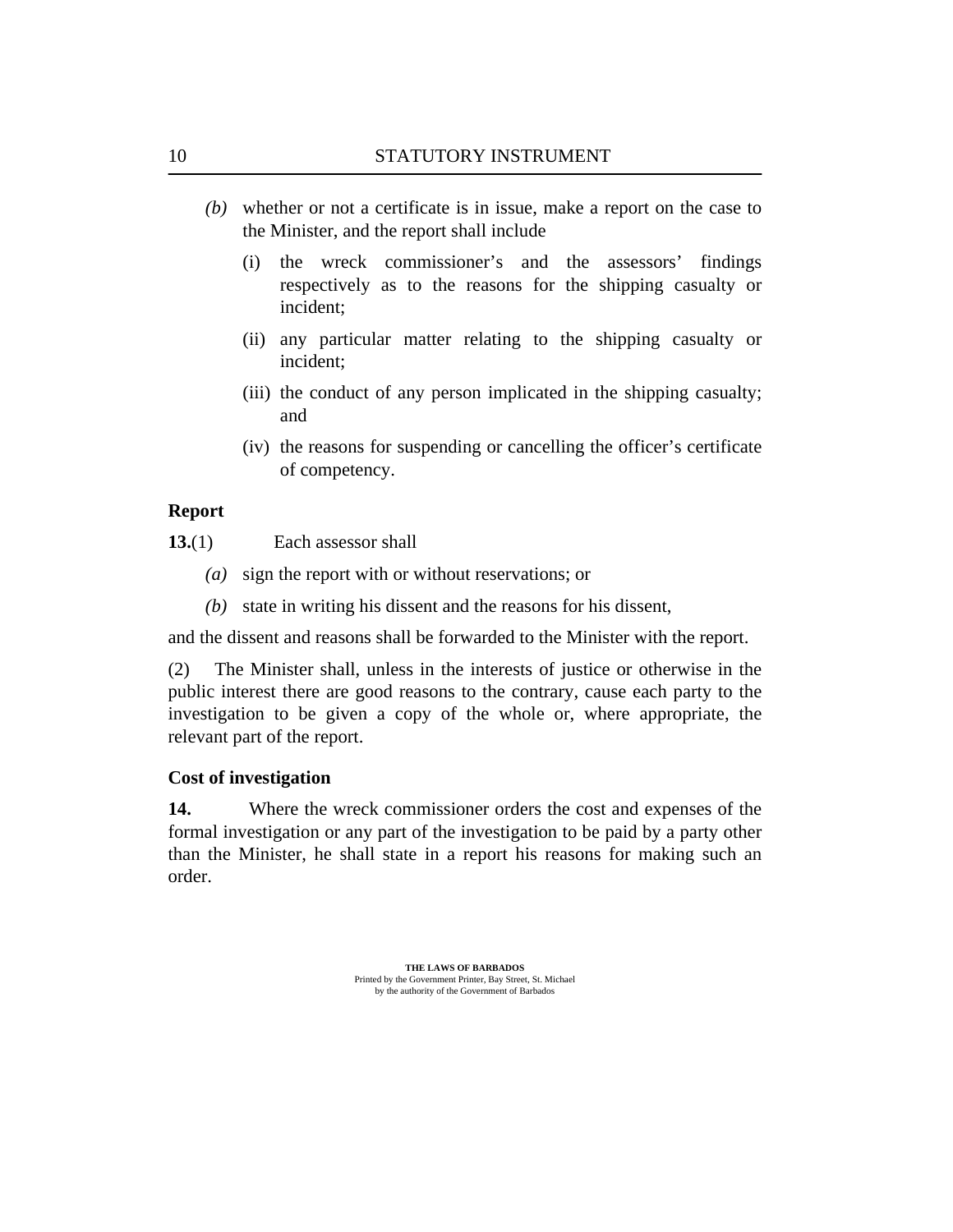*(b)* whether or not a certificate is in issue, make a report on the case to the Minister, and the report shall include

(i) the wreck commissioner's and the assessors' findings respectively as to the reasons for the shipping casualty or incident;

(ii) any particular matter relating to the shipping casualty or incident;

(iii) the conduct of any person implicated in the shipping casualty; and

(iv) the reasons for suspending or cancelling the officer's certificate of competency.

**Report**

**13.**(1) Each assessor shall

*(a)* sign the report with or without reservations; or

*(b)* state in writing his dissent and the reasons for his dissent,

and the dissent and reasons shall be forwarded to the Minister with the report.

(2) The Minister shall, unless in the interests of justice or otherwise in the public interest there are good reasons to the contrary, cause each party to the investigation to be given a copy of the whole or, where appropriate, the relevant part of the report.

**Cost of investigation**

**14.** Where the wreck commissioner orders the cost and expenses of the formal investigation or any part of the investigation to be paid by a party other than the Minister, he shall state in a report his reasons for making such an order.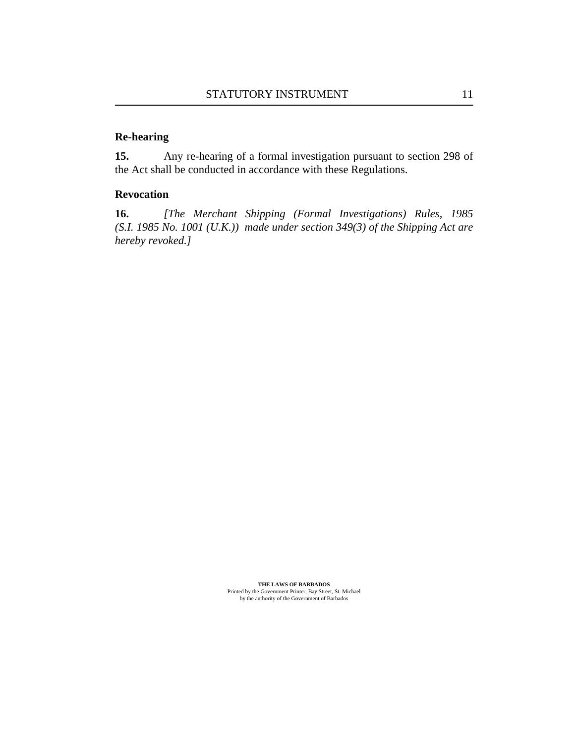**Re-hearing**

**15.** Any re-hearing of a formal investigation pursuant to section 298 of the Act shall be conducted in accordance with these Regulations.

**Revocation**

**16.** *[The Merchant Shipping (Formal Investigations) Rules, 1985 (S.I. 1985 No. 1001 (U.K.)) made under section 349(3) of the Shipping Act are hereby revoked.]*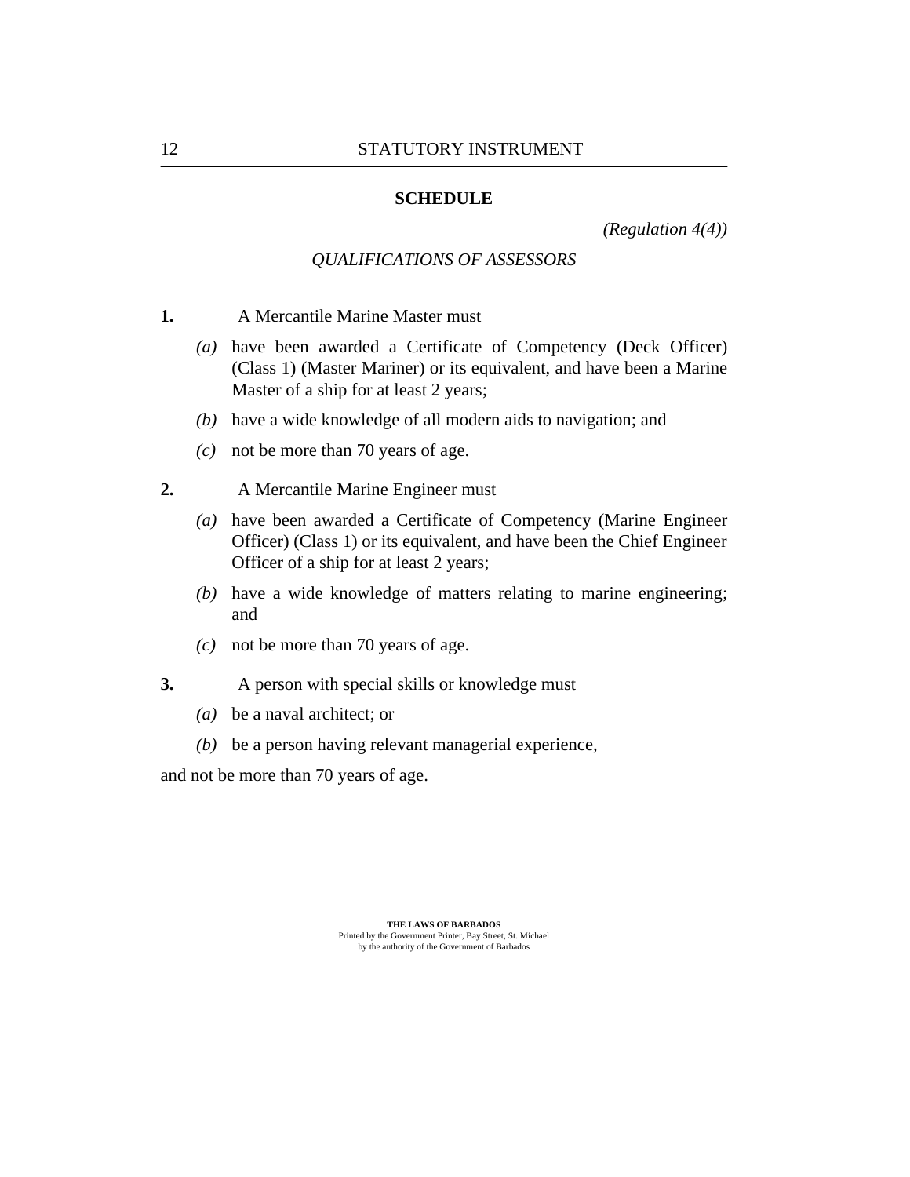## SCHEDULE

*(Regulation 4(4))*

*QUALIFICATIONS OF ASSESSORS*

**1.** A Mercantile Marine Master must

*(a)* have been awarded a Certificate of Competency (Deck Officer) (Class 1) (Master Mariner) or its equivalent, and have been a Marine Master of a ship for at least 2 years;

*(b)* have a wide knowledge of all modern aids to navigation; and

*(c)* not be more than 70 years of age.

**2.** A Mercantile Marine Engineer must

*(a)* have been awarded a Certificate of Competency (Marine Engineer Officer) (Class 1) or its equivalent, and have been the Chief Engineer Officer of a ship for at least 2 years;

*(b)* have a wide knowledge of matters relating to marine engineering; and

*(c)* not be more than 70 years of age.

**3.** A person with special skills or knowledge must

*(a)* be a naval architect; or

*(b)* be a person having relevant managerial experience,

and not be more than 70 years of age.